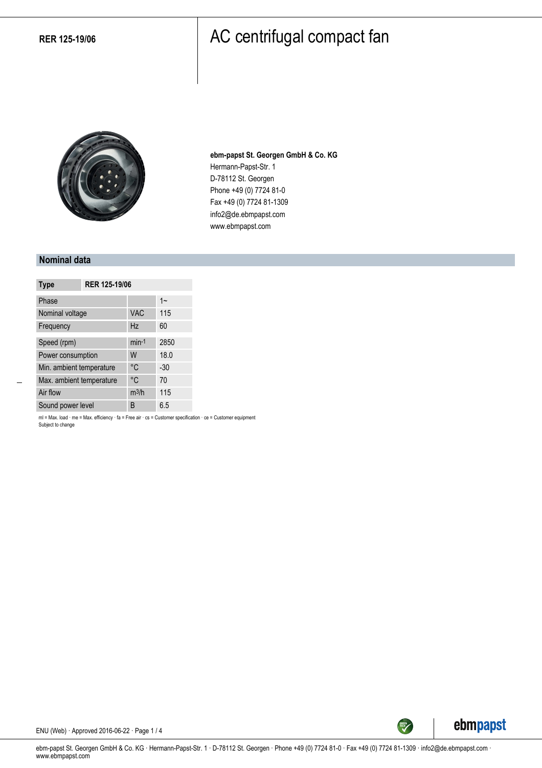**RER 125-19/06**

# AC centrifugal compact fan

**ebm-papst St. Georgen GmbH & Co. KG**
Hermann-Papst-Str. 1
D-78112 St. Georgen
Phone +49 (0) 7724 81-0
Fax +49 (0) 7724 81-1309
info2@de.ebmpapst.com
www.ebmpapst.com

## Nominal data

| Type | | RER 125-19/06 |
|---|---|---|
| Phase | | 1~ |
| Nominal voltage | VAC | 115 |
| Frequency | Hz | 60 |
| Speed (rpm) | $min^{-1}$ | 2850 |
| Power consumption | W | 18.0 |
| Min. ambient temperature | °C | -30 |
| Max. ambient temperature | °C | 70 |
| Air flow | $m^3/h$ | 115 |
| Sound power level | B | 6.5 |

ml = Max. load · me = Max. efficiency · fa = Free air · cs = Customer specification · ce = Customer equipment
Subject to change

ENU (Web) · Approved 2016-06-22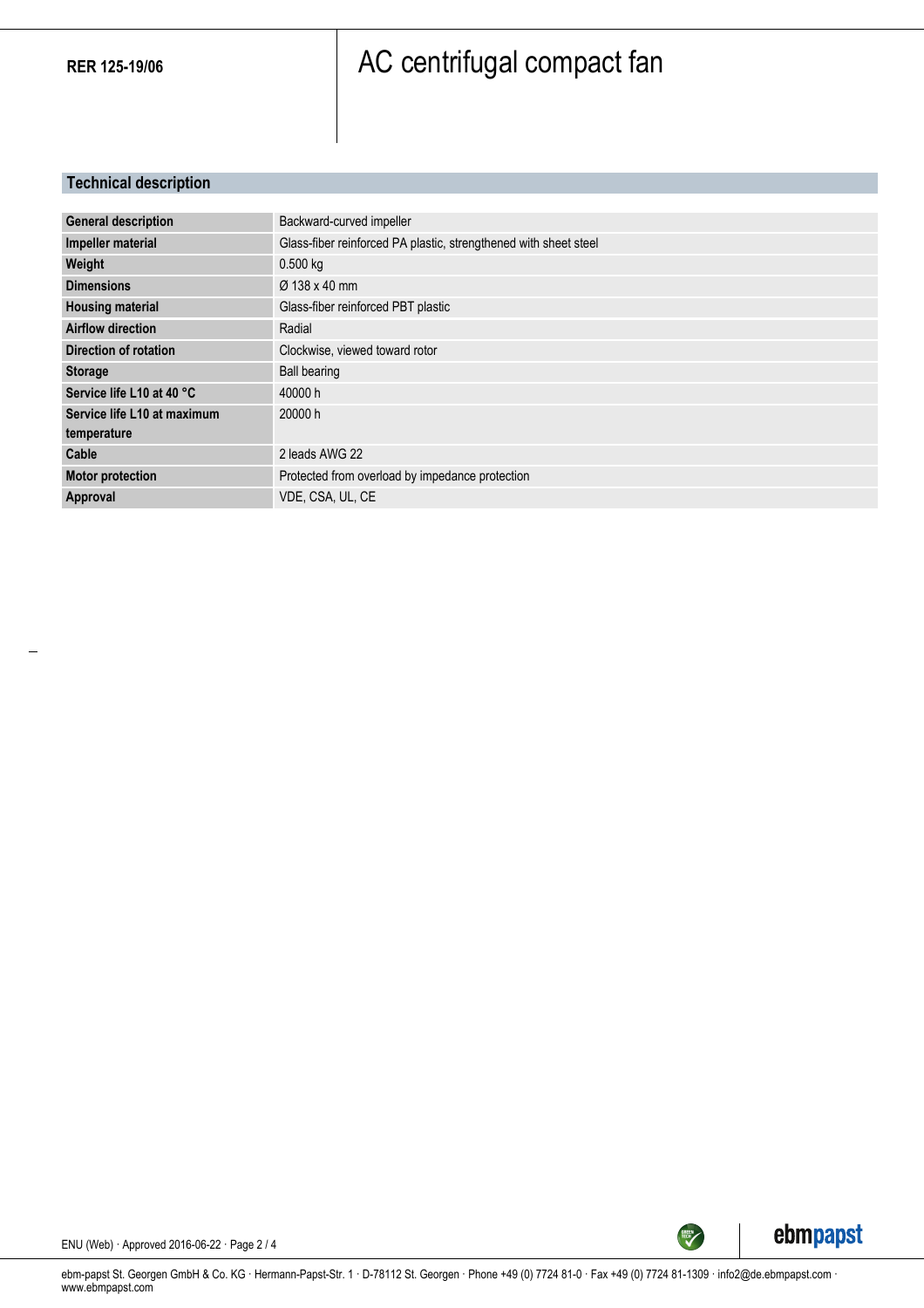RER 125-19/06

# AC centrifugal compact fan

## Technical description

| | |
|---|---|
| **General description** | Backward-curved impeller |
| **Impeller material** | Glass-fiber reinforced PA plastic, strengthened with sheet steel |
| **Weight** | 0.500 kg |
| **Dimensions** | Ø 138 x 40 mm |
| **Housing material** | Glass-fiber reinforced PBT plastic |
| **Airflow direction** | Radial |
| **Direction of rotation** | Clockwise, viewed toward rotor |
| **Storage** | Ball bearing |
| **Service life L10 at 40 °C** | 40000 h |
| **Service life L10 at maximum temperature** | 20000 h |
| **Cable** | 2 leads AWG 22 |
| **Motor protection** | Protected from overload by impedance protection |
| **Approval** | VDE, CSA, UL, CE |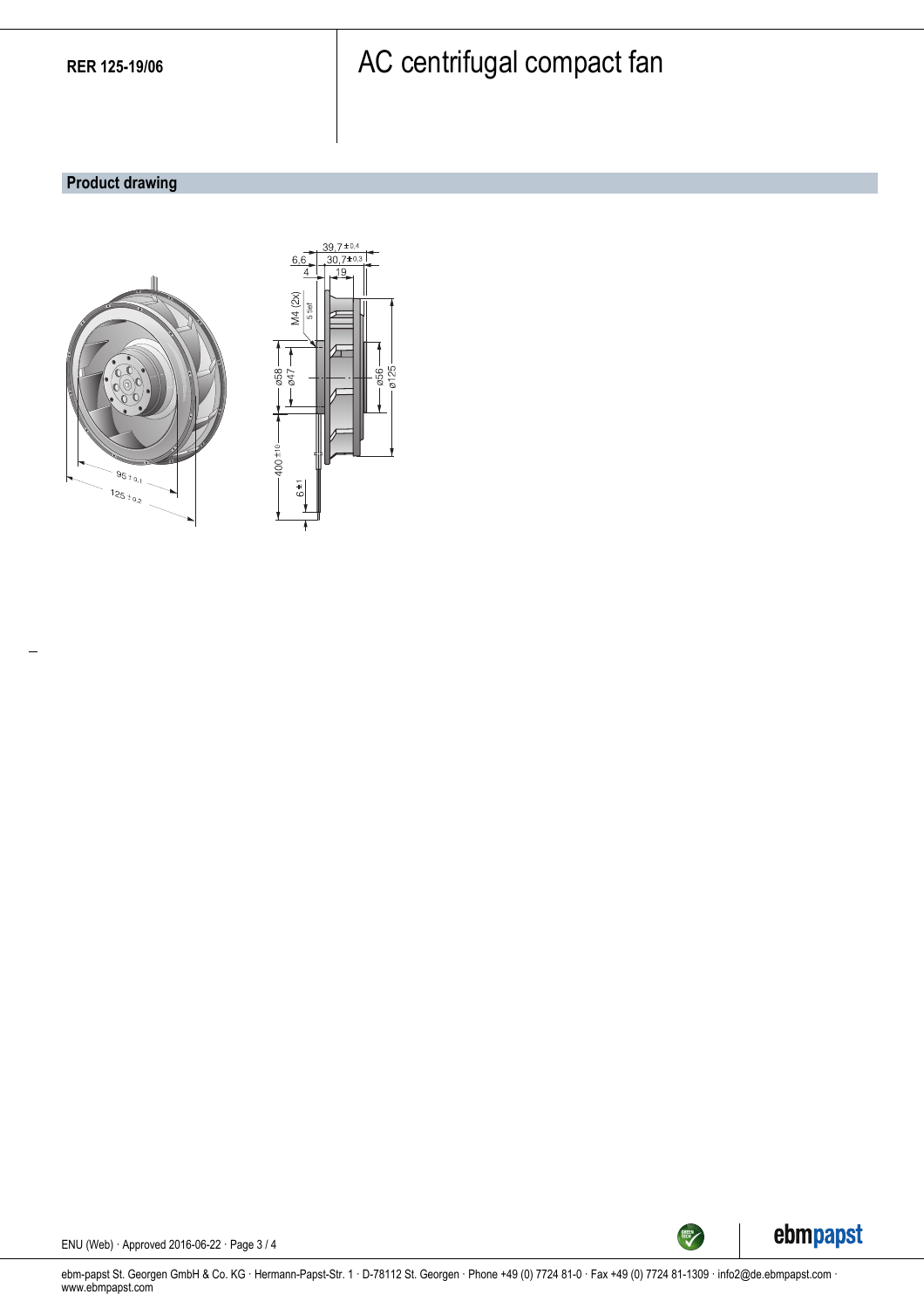RER 125-19/06

# AC centrifugal compact fan

## Product drawing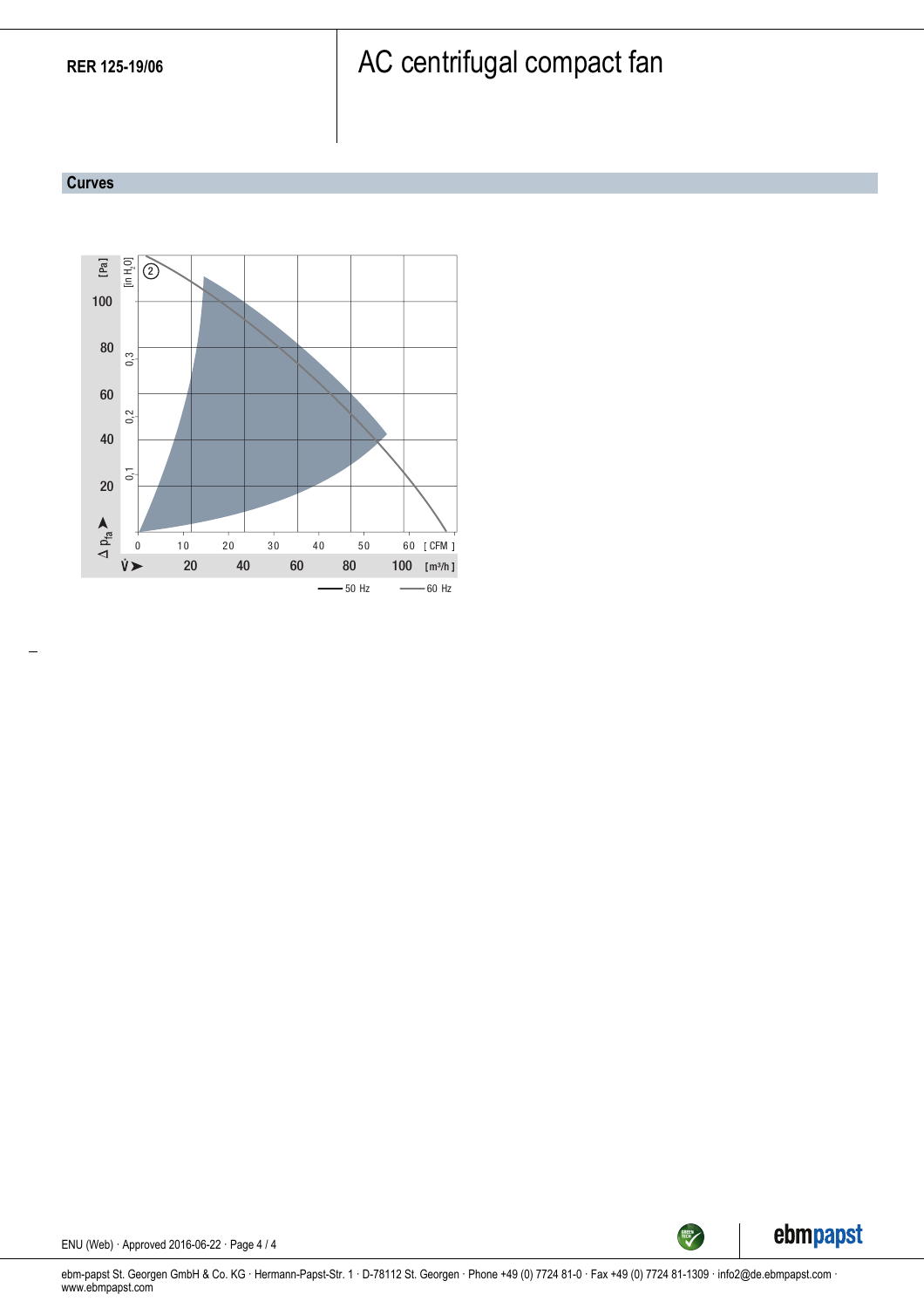RER 125-19/06

# AC centrifugal compact fan

## Curves

[Pa]
[in $H_2O$]
2
100
80
60
40
20
0,3
0,2
0,1
$\Delta p_{fa}$
0
10
20
30
40
50
60 [ CFM ]
$\dot{V}$
20
40
60
80
100 [m³/h]
50 Hz
60 Hz